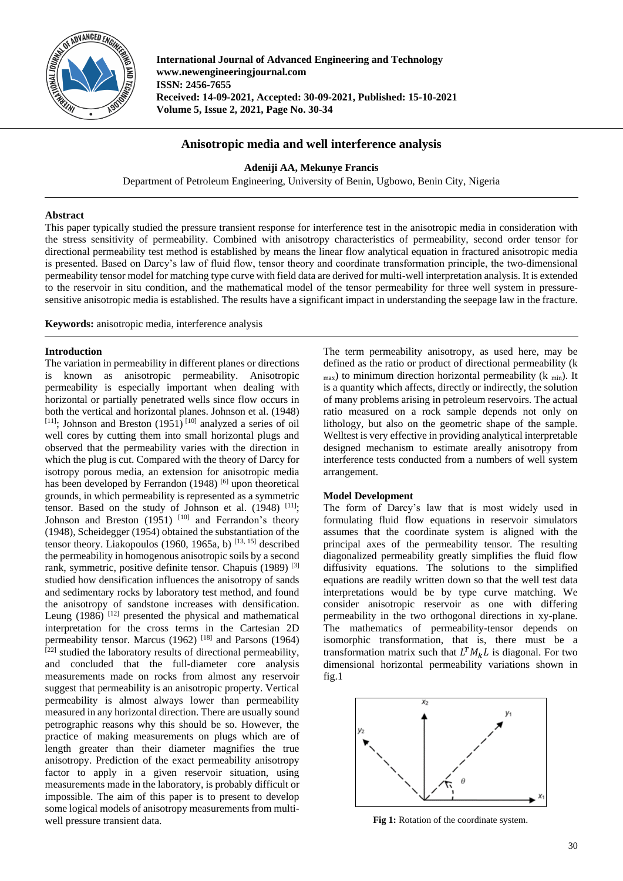International Journal of Advanced Engineering and Technology
www.newengineeringjournal.com
ISSN: 2456-7655
Received: 14-09-2021, Accepted: 30-09-2021, Published: 15-10-2021
Volume 5, Issue 2, 2021, Page No. 30-34

# Anisotropic media and well interference analysis

**Adeniji AA, Mekunye Francis**

Department of Petroleum Engineering, University of Benin, Ugbowo, Benin City, Nigeria

## Abstract

This paper typically studied the pressure transient response for interference test in the anisotropic media in consideration with the stress sensitivity of permeability. Combined with anisotropy characteristics of permeability, second order tensor for directional permeability test method is established by means the linear flow analytical equation in fractured anisotropic media is presented. Based on Darcy's law of fluid flow, tensor theory and coordinate transformation principle, the two-dimensional permeability tensor model for matching type curve with field data are derived for multi-well interpretation analysis. It is extended to the reservoir in situ condition, and the mathematical model of the tensor permeability for three well system in pressure-sensitive anisotropic media is established. The results have a significant impact in understanding the seepage law in the fracture.

**Keywords:** anisotropic media, interference analysis

## Introduction

The variation in permeability in different planes or directions is known as anisotropic permeability. Anisotropic permeability is especially important when dealing with horizontal or partially penetrated wells since flow occurs in both the vertical and horizontal planes. Johnson et al. (1948) [11]; Johnson and Breston (1951) [10] analyzed a series of oil well cores by cutting them into small horizontal plugs and observed that the permeability varies with the direction in which the plug is cut. Compared with the theory of Darcy for isotropy porous media, an extension for anisotropic media has been developed by Ferrandon (1948) [6] upon theoretical grounds, in which permeability is represented as a symmetric tensor. Based on the study of Johnson et al. (1948) [11]; Johnson and Breston (1951) [10] and Ferrandon's theory (1948), Scheidegger (1954) obtained the substantiation of the tensor theory. Liakopoulos (1960, 1965a, b) [13, 15] described the permeability in homogenous anisotropic soils by a second rank, symmetric, positive definite tensor. Chapuis (1989) [3] studied how densification influences the anisotropy of sands and sedimentary rocks by laboratory test method, and found the anisotropy of sandstone increases with densification. Leung (1986) [12] presented the physical and mathematical interpretation for the cross terms in the Cartesian 2D permeability tensor. Marcus (1962) [18] and Parsons (1964) [22] studied the laboratory results of directional permeability, and concluded that the full-diameter core analysis measurements made on rocks from almost any reservoir suggest that permeability is an anisotropic property. Vertical permeability is almost always lower than permeability measured in any horizontal direction. There are usually sound petrographic reasons why this should be so. However, the practice of making measurements on plugs which are of length greater than their diameter magnifies the true anisotropy. Prediction of the exact permeability anisotropy factor to apply in a given reservoir situation, using measurements made in the laboratory, is probably difficult or impossible. The aim of this paper is to present to develop some logical models of anisotropy measurements from multi-well pressure transient data.

The term permeability anisotropy, as used here, may be defined as the ratio or product of directional permeability ($k_{max}$) to minimum direction horizontal permeability ($k_{min}$). It is a quantity which affects, directly or indirectly, the solution of many problems arising in petroleum reservoirs. The actual ratio measured on a rock sample depends not only on lithology, but also on the geometric shape of the sample. Welltest is very effective in providing analytical interpretable designed mechanism to estimate areally anisotropy from interference tests conducted from a numbers of well system arrangement.

## Model Development

The form of Darcy's law that is most widely used in formulating fluid flow equations in reservoir simulators assumes that the coordinate system is aligned with the principal axes of the permeability tensor. The resulting diagonalized permeability greatly simplifies the fluid flow diffusivity equations. The solutions to the simplified equations are readily written down so that the well test data interpretations would be by type curve matching. We consider anisotropic reservoir as one with differing permeability in the two orthogonal directions in xy-plane. The mathematics of permeability-tensor depends on isomorphic transformation, that is, there must be a transformation matrix such that $L^T M_k L$ is diagonal. For two dimensional horizontal permeability variations shown in fig.1

**Fig 1:** Rotation of the coordinate system.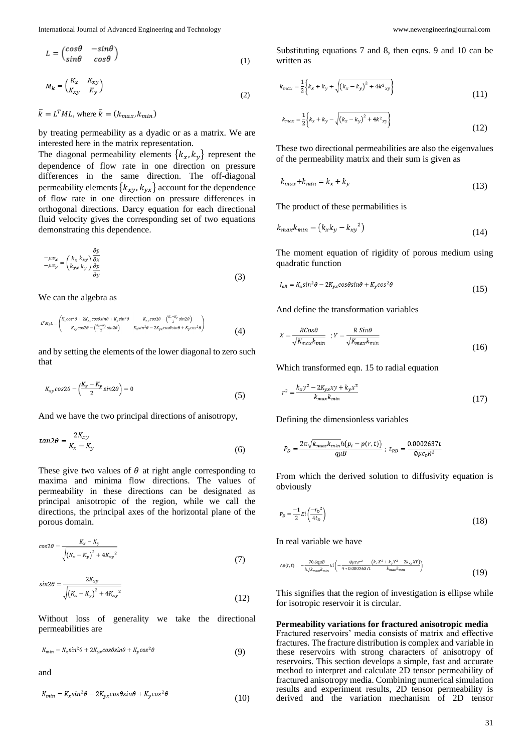$$L = \begin{pmatrix} cos\theta & -sin\theta \\ sin\theta & cos\theta \end{pmatrix} \tag{1}$$

$$M_k = \begin{pmatrix} K_x & K_{xy} \\ K_{xy} & K_y \end{pmatrix} \tag{2}$$

$\bar{k} = L^T ML$, where $\bar{k} = (k_{max}, k_{min})$

by treating permeability as a dyadic or as a matrix. We are interested here in the matrix representation.

The diagonal permeability elements $\{k_x, k_y\}$ represent the dependence of flow rate in one direction on pressure differences in the same direction. The off-diagonal permeability elements $\{k_{xy}, k_{yx}\}$ account for the dependence of flow rate in one direction on pressure differences in orthogonal directions. Darcy equation for each directional fluid velocity gives the corresponding set of two equations demonstrating this dependence.

$$\begin{matrix} -\mu v_x \\ -\mu v_y \end{matrix} = \begin{pmatrix} k_x & k_{xy} \\ k_{yx} & k_y \end{pmatrix} \begin{matrix} \frac{\partial p}{\partial x} \\ \frac{\partial p}{\partial y} \end{matrix} \tag{3}$$

We can the algebra as

$$L^T M_k L = \begin{pmatrix} K_x cos^2\theta + 2K_{xy}cos\theta sin\theta + K_y sin^2\theta & K_{xy}cos2\theta - \left(\frac{K_x - K_y}{2} sin2\theta\right) \\ K_{xy}cos2\theta - \left(\frac{K_x - K_y}{2} sin2\theta\right) & K_x sin^2\theta - 2K_{yx}cos\theta sin\theta + K_y cos^2\theta \end{pmatrix} \tag{4}$$

and by setting the elements of the lower diagonal to zero such that

$$K_{xy}cos2\theta - \left(\frac{K_x - K_y}{2} sin2\theta\right) = 0 \tag{5}$$

And we have the two principal directions of anisotropy,

$$tan2\theta = \frac{2K_{xy}}{K_x - K_y} \tag{6}$$

These give two values of $\theta$ at right angle corresponding to maxima and minima flow directions. The values of permeability in these directions can be designated as principal anisotropic of the region, while we call the directions, the principal axes of the horizontal plane of the porous domain.

$$cos2\theta = \frac{K_x - K_y}{\sqrt{\left(K_x - K_y\right)^2 + 4K_{xy}^2}} \tag{7}$$

$$sin2\theta = \frac{2K_{xy}}{\sqrt{\left(K_x - K_y\right)^2 + 4K_{xy}^2}} \tag{12}$$

Without loss of generality we take the directional permeabilities are

$$K_{min} = K_x sin^2\theta + 2K_{yx}cos\theta sin\theta + K_y cos^2\theta \tag{9}$$

and

$$K_{min} = K_x sin^2\theta - 2K_{yx}cos\theta sin\theta + K_y cos^2\theta \tag{10}$$

Substituting equations 7 and 8, then eqns. 9 and 10 can be written as

$$k_{max} = \frac{1}{2}\left\{k_x + k_y + \sqrt{\left(k_x - k_y\right)^2 + 4k^2_{xy}}\right\} \tag{11}$$

$$k_{max} = \frac{1}{2}\left\{k_x + k_y - \sqrt{\left(k_x - k_y\right)^2 + 4k^2_{xy}}\right\} \tag{12}$$

These two directional permeabilities are also the eigenvalues of the permeability matrix and their sum is given as

$$k_{max} + k_{min} = k_x + k_y \tag{13}$$

The product of these permabilities is

$$k_{max}k_{min} = \left(k_x k_y - k_{xy}^2\right) \tag{14}$$

The moment equation of rigidity of porous medium using quadratic function

$$I_{oR} = K_x sin^2\theta - 2K_{yx}cos\theta sin\theta + K_y cos^2\theta \tag{15}$$

And define the transformation variables

$$X = \frac{RCos\theta}{\sqrt{K_{max}k_{min}}} \; ; Y = \frac{R\,Sin\theta}{\sqrt{K_{max}k_{min}}} \tag{16}$$

Which transformed eqn. 15 to radial equation

$$r^2 = \frac{k_x y^2 - 2K_{yx}xy + k_y x^2}{k_{max}k_{min}} \tag{17}$$

Defining the dimensionless variables

$$P_D = \frac{2\pi\sqrt{k_{max}k_{min}}h\left(p_i - p(r,t)\right)}{q\mu B} \; ; \; t_{RD} = \frac{0.0002637t}{\emptyset\mu c_t R^2}$$

From which the derived solution to diffusivity equation is obviously

$$P_D = \frac{-1}{2}Ei\left(\frac{-r_D^2}{4t_D}\right) \tag{18}$$

In real variable we have

$$\Delta p(r,t) = -\frac{70.6q\mu B}{h\sqrt{k_{max}k_{min}}}Ei\left(-\frac{\emptyset\mu c_t r^2}{4 * 0.0002637t}\frac{\left(k_x X^2 + k_y Y^2 - 2k_{xy}XY\right)}{k_{max}k_{min}}\right) \tag{19}$$

This signifies that the region of investigation is ellipse while for isotropic reservoir it is circular.

**Permeability variations for fractured anisotropic media**

Fractured reservoirs' media consists of matrix and effective fractures. The fracture distribution is complex and variable in these reservoirs with strong characters of anisotropy of reservoirs. This section develops a simple, fast and accurate method to interpret and calculate 2D tensor permeability of fractured anisotropy media. Combining numerical simulation results and experiment results, 2D tensor permeability is derived and the variation mechanism of 2D tensor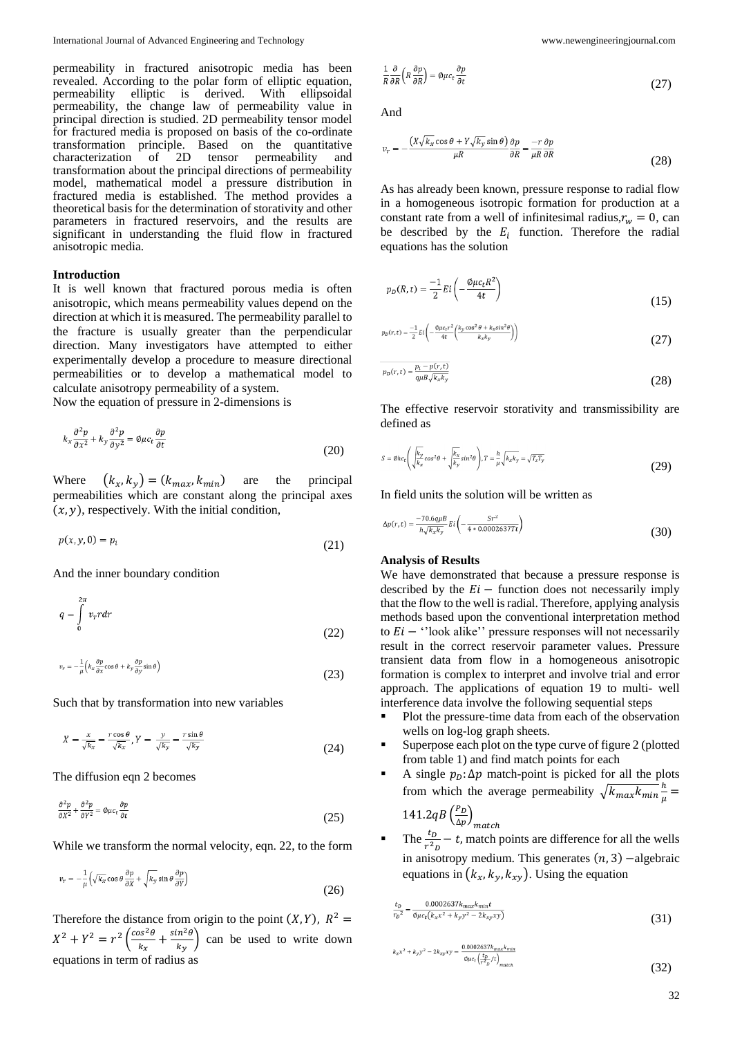permeability in fractured anisotropic media has been revealed. According to the polar form of elliptic equation, permeability elliptic is derived. With ellipsoidal permeability, the change law of permeability value in principal direction is studied. 2D permeability tensor model for fractured media is proposed on basis of the co-ordinate transformation principle. Based on the quantitative characterization of 2D tensor permeability and transformation about the principal directions of permeability model, mathematical model a pressure distribution in fractured media is established. The method provides a theoretical basis for the determination of storativity and other parameters in fractured reservoirs, and the results are significant in understanding the fluid flow in fractured anisotropic media.

**Introduction**

It is well known that fractured porous media is often anisotropic, which means permeability values depend on the direction at which it is measured. The permeability parallel to the fracture is usually greater than the perpendicular direction. Many investigators have attempted to either experimentally develop a procedure to measure directional permeabilities or to develop a mathematical model to calculate anisotropy permeability of a system.

Now the equation of pressure in 2-dimensions is

$$k_x \frac{\partial^2 p}{\partial x^2} + k_y \frac{\partial^2 p}{\partial y^2} = \emptyset \mu c_t \frac{\partial p}{\partial t} \tag{20}$$

Where $(k_x, k_y) = (k_{max}, k_{min})$ are the principal permeabilities which are constant along the principal axes $(x, y)$, respectively. With the initial condition,

$$p(x, y, 0) = p_i \tag{21}$$

And the inner boundary condition

$$q = \int_0^{2\pi} v_r r dr \tag{22}$$

$$v_r = -\frac{1}{\mu}\left(k_x \frac{\partial p}{\partial x}\cos\theta + k_y \frac{\partial p}{\partial y}\sin\theta\right) \tag{23}$$

Such that by transformation into new variables

$$X = \frac{x}{\sqrt{k_x}} = \frac{r\cos\theta}{\sqrt{k_x}}, Y = \frac{y}{\sqrt{k_y}} = \frac{r\sin\theta}{\sqrt{k_y}} \tag{24}$$

The diffusion eqn 2 becomes

$$\frac{\partial^2 p}{\partial X^2} + \frac{\partial^2 p}{\partial Y^2} = \emptyset \mu c_t \frac{\partial p}{\partial t} \tag{25}$$

While we transform the normal velocity, eqn. 22, to the form

$$v_r = -\frac{1}{\mu}\left(\sqrt{k_x}\cos\theta \frac{\partial p}{\partial X} + \sqrt{k_y}\sin\theta \frac{\partial p}{\partial Y}\right) \tag{26}$$

Therefore the distance from origin to the point $(X, Y)$, $R^2 = X^2 + Y^2 = r^2\left(\frac{\cos^2\theta}{k_x} + \frac{\sin^2\theta}{k_y}\right)$ can be used to write down equations in term of radius as

$$\frac{1}{R}\frac{\partial}{\partial R}\left(R\frac{\partial p}{\partial R}\right) = \emptyset \mu c_t \frac{\partial p}{\partial t} \tag{27}$$

And

$$v_r = -\frac{\left(X\sqrt{k_x}\cos\theta + Y\sqrt{k_y}\sin\theta\right)}{\mu R}\frac{\partial p}{\partial R} = \frac{-r}{\mu R}\frac{\partial p}{\partial R} \tag{28}$$

As has already been known, pressure response to radial flow in a homogeneous isotropic formation for production at a constant rate from a well of infinitesimal radius, $r_w = 0$, can be described by the $E_i$ function. Therefore the radial equations has the solution

$$p_D(R, t) = \frac{-1}{2}Ei\left(-\frac{\emptyset \mu c_t R^2}{4t}\right) \tag{15}$$

$$p_D(r, t) = \frac{-1}{2}Ei\left(-\frac{\emptyset \mu c_t r^2}{4t}\left(\frac{k_y\cos^2\theta + k_x \sin^2\theta}{k_x k_y}\right)\right) \tag{27}$$

$$p_D(r, t) = \frac{p_i - p(r, t)}{q\mu B\sqrt{k_x k_y}} \tag{28}$$

The effective reservoir storativity and transmissibility are defined as

$$S = \emptyset h c_t\left(\sqrt{\frac{k_y}{k_x}}\cos^2\theta + \sqrt{\frac{k_x}{k_y}}\sin^2\theta\right), T = \frac{h}{\mu}\sqrt{k_x k_y} = \sqrt{T_x T_y} \tag{29}$$

In field units the solution will be written as

$$\Delta p(r, t) = \frac{-70.6 q\mu B}{h\sqrt{k_x k_y}}Ei\left(-\frac{Sr^2}{4 * 0.0002637Tt}\right) \tag{30}$$

**Analysis of Results**

We have demonstrated that because a pressure response is described by the $Ei-$ function does not necessarily imply that the flow to the well is radial. Therefore, applying analysis methods based upon the conventional interpretation method to $Ei-$ ''look alike'' pressure responses will not necessarily result in the correct reservoir parameter values. Pressure transient data from flow in a homogeneous anisotropic formation is complex to interpret and involve trial and error approach. The applications of equation 19 to multi- well interference data involve the following sequential steps

- Plot the pressure-time data from each of the observation wells on log-log graph sheets.
- Superpose each plot on the type curve of figure 2 (plotted from table 1) and find match points for each
- A single $p_D$:$\Delta p$ match-point is picked for all the plots from which the average permeability $\sqrt{k_{max}k_{min}}\frac{h}{\mu} = 141.2qB\left(\frac{p_D}{\Delta p}\right)_{match}$
- The $\frac{t_D}{r^2{}_D} - t$, match points are difference for all the wells in anisotropy medium. This generates $(n, 3)$ −algebraic equations in $(k_x, k_y, k_{xy})$. Using the equation

$$\frac{t_D}{r_D{}^2} = \frac{0.0002637 k_{max}k_{min}t}{\emptyset \mu c_t\left(k_x x^2 + k_y y^2 - 2k_{xy}xy\right)} \tag{31}$$

$$k_x x^2 + k_y y^2 - 2k_{xy}xy = \frac{0.0002637 k_{max}k_{min}}{\emptyset \mu c_t\left(\frac{t_D}{r^2{}_D}/t\right)_{match}} \tag{32}$$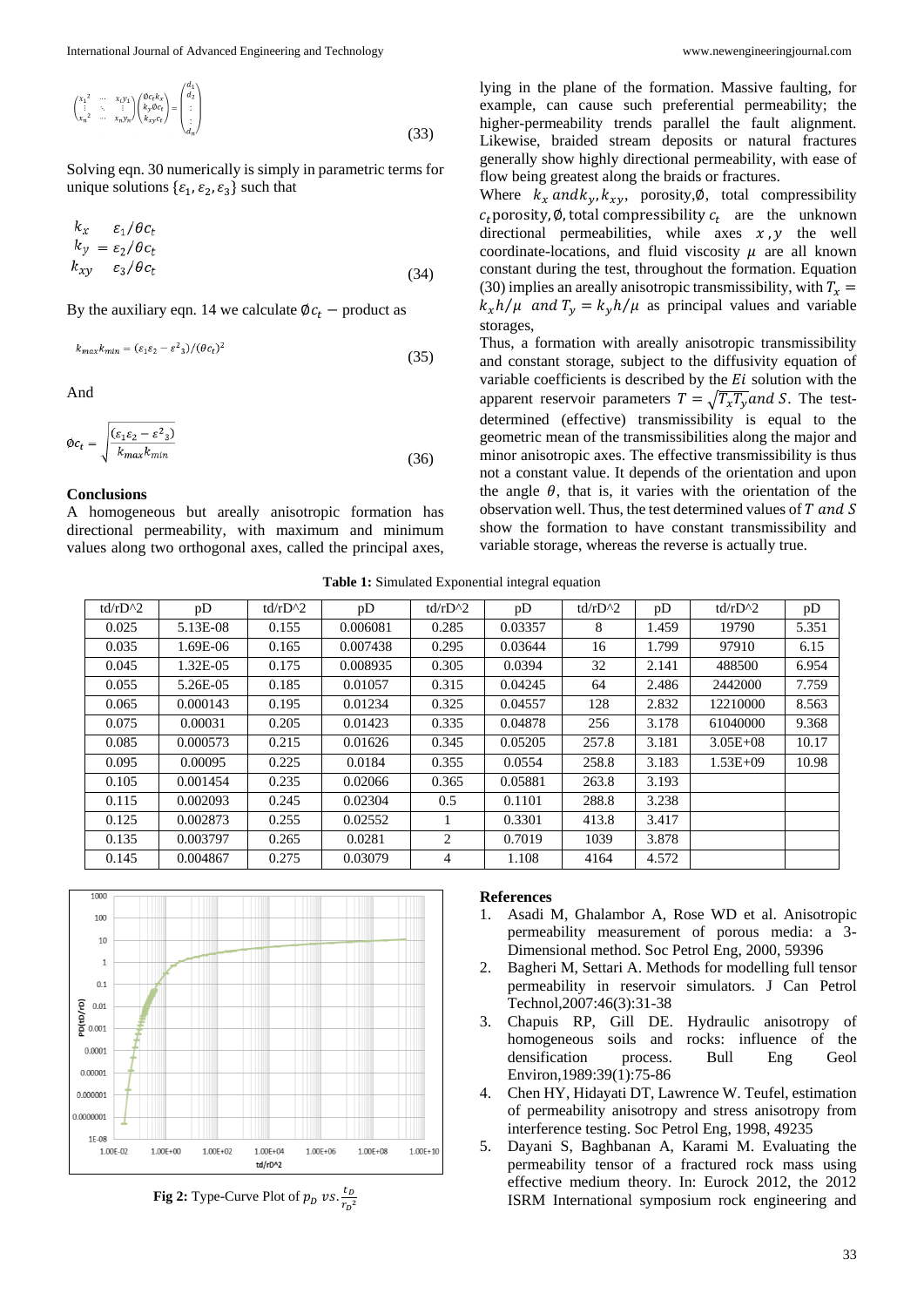$$\begin{pmatrix} x_1^2 & \cdots & x_1y_1 \\ \vdots & \ddots & \vdots \\ x_n^2 & \cdots & x_ny_n \end{pmatrix} \begin{pmatrix} \emptyset c_t k_x \\ k_y \emptyset c_t \\ k_{xy} c_t \end{pmatrix} = \begin{pmatrix} d_1 \\ d_2 \\ \vdots \\ \vdots \\ d_n \end{pmatrix} \tag{33}$$

Solving eqn. 30 numerically is simply in parametric terms for unique solutions $\{\varepsilon_1, \varepsilon_2, \varepsilon_3\}$ such that

$$\begin{matrix} k_x & \varepsilon_1/\theta c_t \\ k_y & = \varepsilon_2/\theta c_t \\ k_{xy} & \varepsilon_3/\theta c_t \end{matrix} \tag{34}$$

By the auxiliary eqn. 14 we calculate $\emptyset c_t$ – product as

$$k_{max}k_{min} = (\varepsilon_1\varepsilon_2 - \varepsilon^2{}_3)/(\theta c_t)^2 \tag{35}$$

And

$$\emptyset c_t = \sqrt{\frac{(\varepsilon_1\varepsilon_2 - \varepsilon^2{}_3)}{k_{max}k_{min}}} \tag{36}$$

## Conclusions

A homogeneous but areally anisotropic formation has directional permeability, with maximum and minimum values along two orthogonal axes, called the principal axes, lying in the plane of the formation. Massive faulting, for example, can cause such preferential permeability; the higher-permeability trends parallel the fault alignment. Likewise, braided stream deposits or natural fractures generally show highly directional permeability, with ease of flow being greatest along the braids or fractures.

Where $k_x$ and $k_y, k_{xy}$, porosity, $\emptyset$, total compressibility $c_t$ porosity, $\emptyset$, total compressibility $c_t$ are the unknown directional permeabilities, while axes $x, y$ the well coordinate-locations, and fluid viscosity $\mu$ are all known constant during the test, throughout the formation. Equation (30) implies an areally anisotropic transmissibility, with $T_x = k_xh/\mu$ and $T_y = k_yh/\mu$ as principal values and variable storages,

Thus, a formation with areally anisotropic transmissibility and constant storage, subject to the diffusivity equation of variable coefficients is described by the $Ei$ solution with the apparent reservoir parameters $T = \sqrt{T_xT_y}$ and $S$. The test-determined (effective) transmissibility is equal to the geometric mean of the transmissibilities along the major and minor anisotropic axes. The effective transmissibility is thus not a constant value. It depends of the orientation and upon the angle $\theta$, that is, it varies with the orientation of the observation well. Thus, the test determined values of $T$ and $S$ show the formation to have constant transmissibility and variable storage, whereas the reverse is actually true.

**Table 1:** Simulated Exponential integral equation

| td/rD^2 | pD | td/rD^2 | pD | td/rD^2 | pD | td/rD^2 | pD | td/rD^2 | pD |
|---|---|---|---|---|---|---|---|---|---|
| 0.025 | 5.13E-08 | 0.155 | 0.006081 | 0.285 | 0.03357 | 8 | 1.459 | 19790 | 5.351 |
| 0.035 | 1.69E-06 | 0.165 | 0.007438 | 0.295 | 0.03644 | 16 | 1.799 | 97910 | 6.15 |
| 0.045 | 1.32E-05 | 0.175 | 0.008935 | 0.305 | 0.0394 | 32 | 2.141 | 488500 | 6.954 |
| 0.055 | 5.26E-05 | 0.185 | 0.01057 | 0.315 | 0.04245 | 64 | 2.486 | 2442000 | 7.759 |
| 0.065 | 0.000143 | 0.195 | 0.01234 | 0.325 | 0.04557 | 128 | 2.832 | 12210000 | 8.563 |
| 0.075 | 0.00031 | 0.205 | 0.01423 | 0.335 | 0.04878 | 256 | 3.178 | 61040000 | 9.368 |
| 0.085 | 0.000573 | 0.215 | 0.01626 | 0.345 | 0.05205 | 257.8 | 3.181 | 3.05E+08 | 10.17 |
| 0.095 | 0.00095 | 0.225 | 0.0184 | 0.355 | 0.0554 | 258.8 | 3.183 | 1.53E+09 | 10.98 |
| 0.105 | 0.001454 | 0.235 | 0.02066 | 0.365 | 0.05881 | 263.8 | 3.193 | | |
| 0.115 | 0.002093 | 0.245 | 0.02304 | 0.5 | 0.1101 | 288.8 | 3.238 | | |
| 0.125 | 0.002873 | 0.255 | 0.02552 | 1 | 0.3301 | 413.8 | 3.417 | | |
| 0.135 | 0.003797 | 0.265 | 0.0281 | 2 | 0.7019 | 1039 | 3.878 | | |
| 0.145 | 0.004867 | 0.275 | 0.03079 | 4 | 1.108 | 4164 | 4.572 | | |

**Fig 2:** Type-Curve Plot of $p_D$ vs. $\frac{t_D}{r_D{}^2}$

## References

1. Asadi M, Ghalambor A, Rose WD et al. Anisotropic permeability measurement of porous media: a 3-Dimensional method. Soc Petrol Eng, 2000, 59396
2. Bagheri M, Settari A. Methods for modelling full tensor permeability in reservoir simulators. J Can Petrol Technol,2007:46(3):31-38
3. Chapuis RP, Gill DE. Hydraulic anisotropy of homogeneous soils and rocks: influence of the densification process. Bull Eng Geol Environ,1989:39(1):75-86
4. Chen HY, Hidayati DT, Lawrence W. Teufel, estimation of permeability anisotropy and stress anisotropy from interference testing. Soc Petrol Eng, 1998, 49235
5. Dayani S, Baghbanan A, Karami M. Evaluating the permeability tensor of a fractured rock mass using effective medium theory. In: Eurock 2012, the 2012 ISRM International symposium rock engineering and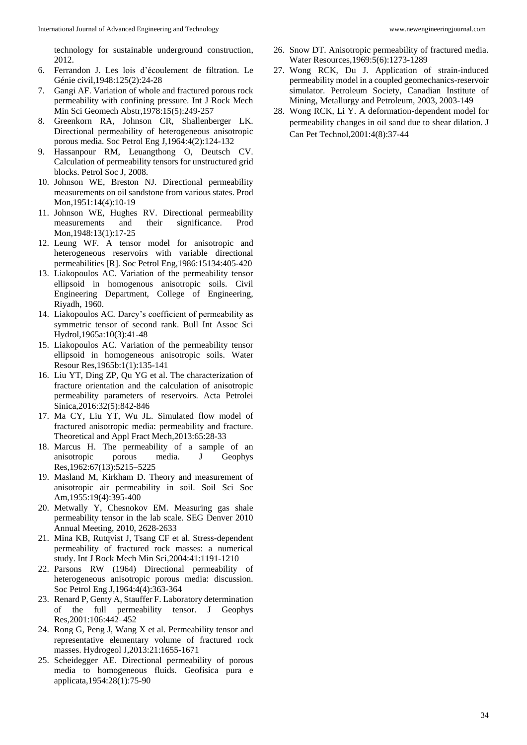technology for sustainable underground construction, 2012.

6. Ferrandon J. Les lois d'écoulement de filtration. Le Génie civil,1948:125(2):24-28
7. Gangi AF. Variation of whole and fractured porous rock permeability with confining pressure. Int J Rock Mech Min Sci Geomech Abstr,1978:15(5):249-257
8. Greenkorn RA, Johnson CR, Shallenberger LK. Directional permeability of heterogeneous anisotropic porous media. Soc Petrol Eng J,1964:4(2):124-132
9. Hassanpour RM, Leuangthong O, Deutsch CV. Calculation of permeability tensors for unstructured grid blocks. Petrol Soc J, 2008.
10. Johnson WE, Breston NJ. Directional permeability measurements on oil sandstone from various states. Prod Mon,1951:14(4):10-19
11. Johnson WE, Hughes RV. Directional permeability measurements and their significance. Prod Mon,1948:13(1):17-25
12. Leung WF. A tensor model for anisotropic and heterogeneous reservoirs with variable directional permeabilities [R]. Soc Petrol Eng,1986:15134:405-420
13. Liakopoulos AC. Variation of the permeability tensor ellipsoid in homogenous anisotropic soils. Civil Engineering Department, College of Engineering, Riyadh, 1960.
14. Liakopoulos AC. Darcy's coefficient of permeability as symmetric tensor of second rank. Bull Int Assoc Sci Hydrol,1965a:10(3):41-48
15. Liakopoulos AC. Variation of the permeability tensor ellipsoid in homogeneous anisotropic soils. Water Resour Res,1965b:1(1):135-141
16. Liu YT, Ding ZP, Qu YG et al. The characterization of fracture orientation and the calculation of anisotropic permeability parameters of reservoirs. Acta Petrolei Sinica,2016:32(5):842-846
17. Ma CY, Liu YT, Wu JL. Simulated flow model of fractured anisotropic media: permeability and fracture. Theoretical and Appl Fract Mech,2013:65:28-33
18. Marcus H. The permeability of a sample of an anisotropic porous media. J Geophys Res,1962:67(13):5215–5225
19. Masland M, Kirkham D. Theory and measurement of anisotropic air permeability in soil. Soil Sci Soc Am,1955:19(4):395-400
20. Metwally Y, Chesnokov EM. Measuring gas shale permeability tensor in the lab scale. SEG Denver 2010 Annual Meeting, 2010, 2628-2633
21. Mina KB, Rutqvist J, Tsang CF et al. Stress-dependent permeability of fractured rock masses: a numerical study. Int J Rock Mech Min Sci,2004:41:1191-1210
22. Parsons RW (1964) Directional permeability of heterogeneous anisotropic porous media: discussion. Soc Petrol Eng J,1964:4(4):363-364
23. Renard P, Genty A, Stauffer F. Laboratory determination of the full permeability tensor. J Geophys Res,2001:106:442–452
24. Rong G, Peng J, Wang X et al. Permeability tensor and representative elementary volume of fractured rock masses. Hydrogeol J,2013:21:1655-1671
25. Scheidegger AE. Directional permeability of porous media to homogeneous fluids. Geofisica pura e applicata,1954:28(1):75-90
26. Snow DT. Anisotropic permeability of fractured media. Water Resources,1969:5(6):1273-1289
27. Wong RCK, Du J. Application of strain-induced permeability model in a coupled geomechanics-reservoir simulator. Petroleum Society, Canadian Institute of Mining, Metallurgy and Petroleum, 2003, 2003-149
28. Wong RCK, Li Y. A deformation-dependent model for permeability changes in oil sand due to shear dilation. J Can Pet Technol,2001:4(8):37-44